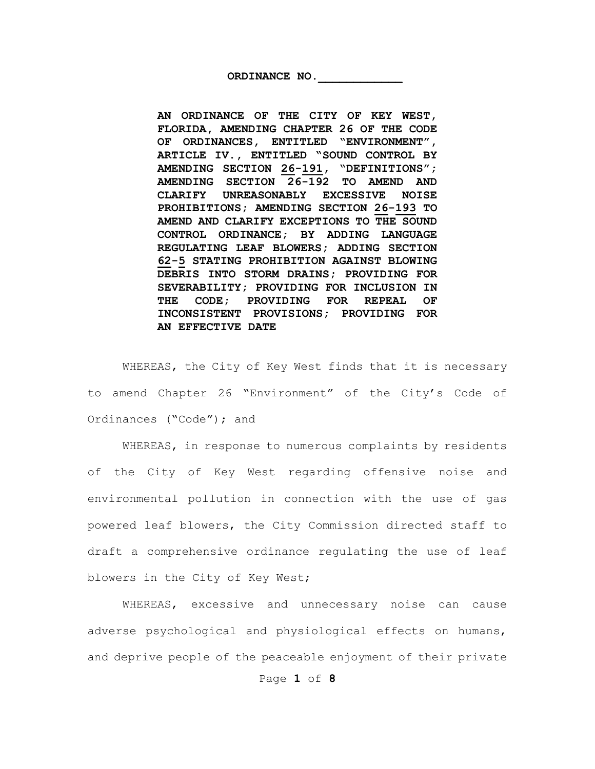**ORDINANCE NO.\_\_\_\_\_\_\_\_\_\_\_\_**

**AN ORDINANCE OF THE CITY OF KEY WEST, FLORIDA, AMENDING CHAPTER 26 OF THE CODE OF ORDINANCES, ENTITLED "ENVIRONMENT", ARTICLE IV., ENTITLED "SOUND CONTROL BY AMENDING SECTION 26-191, "DEFINITIONS"; AMENDING SECTION 26-192 TO AMEND AND CLARIFY UNREASONABLY EXCESSIVE NOISE PROHIBITIONS; AMENDING SECTION 26-193 TO AMEND AND CLARIFY EXCEPTIONS TO THE SOUND CONTROL ORDINANCE; BY ADDING LANGUAGE REGULATING LEAF BLOWERS; ADDING SECTION 62-5 STATING PROHIBITION AGAINST BLOWING DEBRIS INTO STORM DRAINS; PROVIDING FOR SEVERABILITY; PROVIDING FOR INCLUSION IN THE CODE; PROVIDING FOR REPEAL OF INCONSISTENT PROVISIONS; PROVIDING FOR AN EFFECTIVE DATE**

WHEREAS, the City of Key West finds that it is necessary to amend Chapter 26 "Environment" of the City's Code of Ordinances ("Code"); and

WHEREAS, in response to numerous complaints by residents of the City of Key West regarding offensive noise and environmental pollution in connection with the use of gas powered leaf blowers, the City Commission directed staff to draft a comprehensive ordinance regulating the use of leaf blowers in the City of Key West;

WHEREAS, excessive and unnecessary noise can cause adverse psychological and physiological effects on humans, and deprive people of the peaceable enjoyment of their private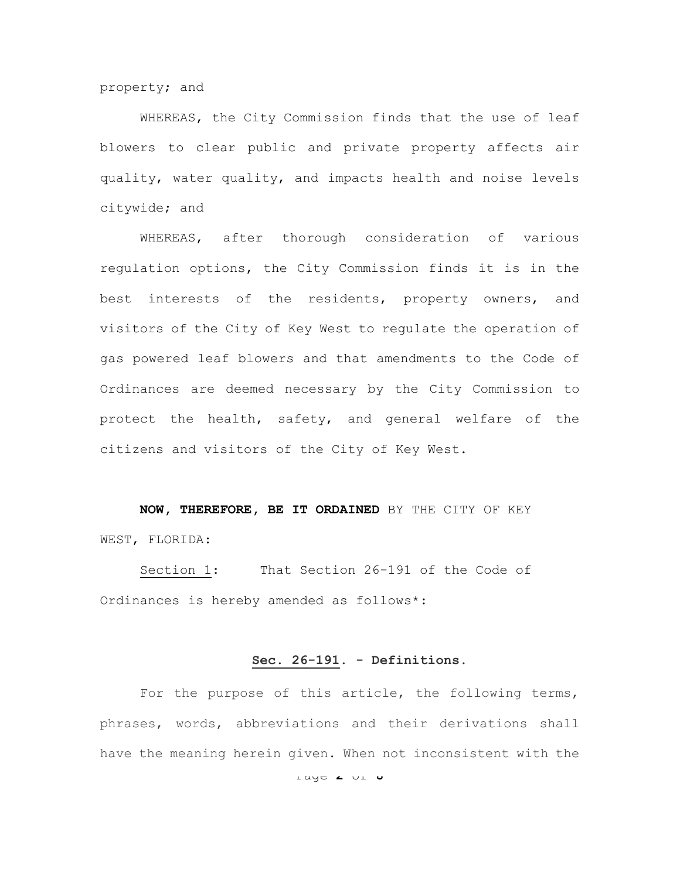property; and

WHEREAS, the City Commission finds that the use of leaf blowers to clear public and private property affects air quality, water quality, and impacts health and noise levels citywide; and

WHEREAS, after thorough consideration of various regulation options, the City Commission finds it is in the best interests of the residents, property owners, and visitors of the City of Key West to regulate the operation of gas powered leaf blowers and that amendments to the Code of Ordinances are deemed necessary by the City Commission to protect the health, safety, and general welfare of the citizens and visitors of the City of Key West.

**NOW, THEREFORE, BE IT ORDAINED** BY THE CITY OF KEY WEST, FLORIDA:

<u>Section 1</u>: That Section 26-191 of the Code of Ordinances is hereby amended as follows*:

**<u>Sec. 26-191</u>. - Definitions.**

For the purpose of this article, the following terms, phrases, words, abbreviations and their derivations shall have the meaning herein given. When not inconsistent with the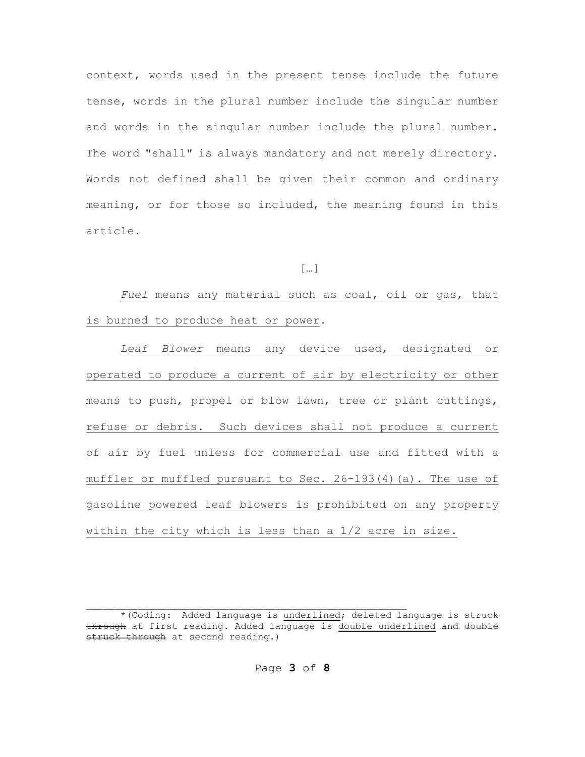context, words used in the present tense include the future tense, words in the plural number include the singular number and words in the singular number include the plural number. The word "shall" is always mandatory and not merely directory. Words not defined shall be given their common and ordinary meaning, or for those so included, the meaning found in this article.

[…]

<u>*Fuel* means any material such as coal, oil or gas, that is burned to produce heat or power</u>.

<u>*Leaf Blower* means any device used, designated or operated to produce a current of air by electricity or other means to push, propel or blow lawn, tree or plant cuttings, refuse or debris. Such devices shall not produce a current of air by fuel unless for commercial use and fitted with a muffler or muffled pursuant to Sec. 26-193(4)(a). The use of gasoline powered leaf blowers is prohibited on any property within the city which is less than a 1/2 acre in size.</u>

---

\*(Coding: Added language is <u>underlined</u>; deleted language is ~~struck through~~ at first reading. Added language is <u>double underlined</u> and ~~double struck through~~ at second reading.)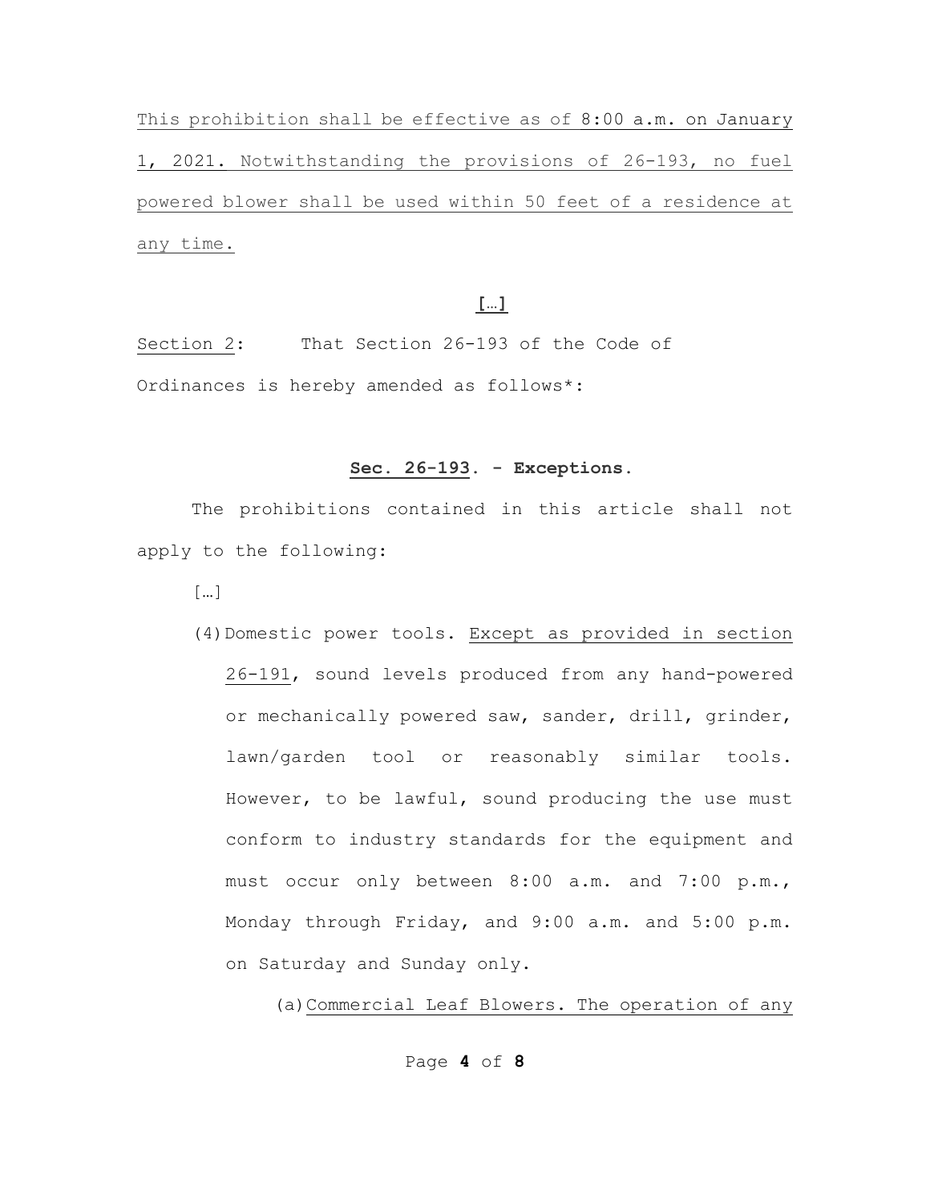This prohibition shall be effective as of 8:00 a.m. on January 1, 2021. Notwithstanding the provisions of 26-193, no fuel powered blower shall be used within 50 feet of a residence at any time.

**[…]**

Section 2: That Section 26-193 of the Code of Ordinances is hereby amended as follows*:

**Sec. 26-193. - Exceptions.**

The prohibitions contained in this article shall not apply to the following:

[…]

(4) Domestic power tools. Except as provided in section 26-191, sound levels produced from any hand-powered or mechanically powered saw, sander, drill, grinder, lawn/garden tool or reasonably similar tools. However, to be lawful, sound producing the use must conform to industry standards for the equipment and must occur only between 8:00 a.m. and 7:00 p.m., Monday through Friday, and 9:00 a.m. and 5:00 p.m. on Saturday and Sunday only.

(a) Commercial Leaf Blowers. The operation of any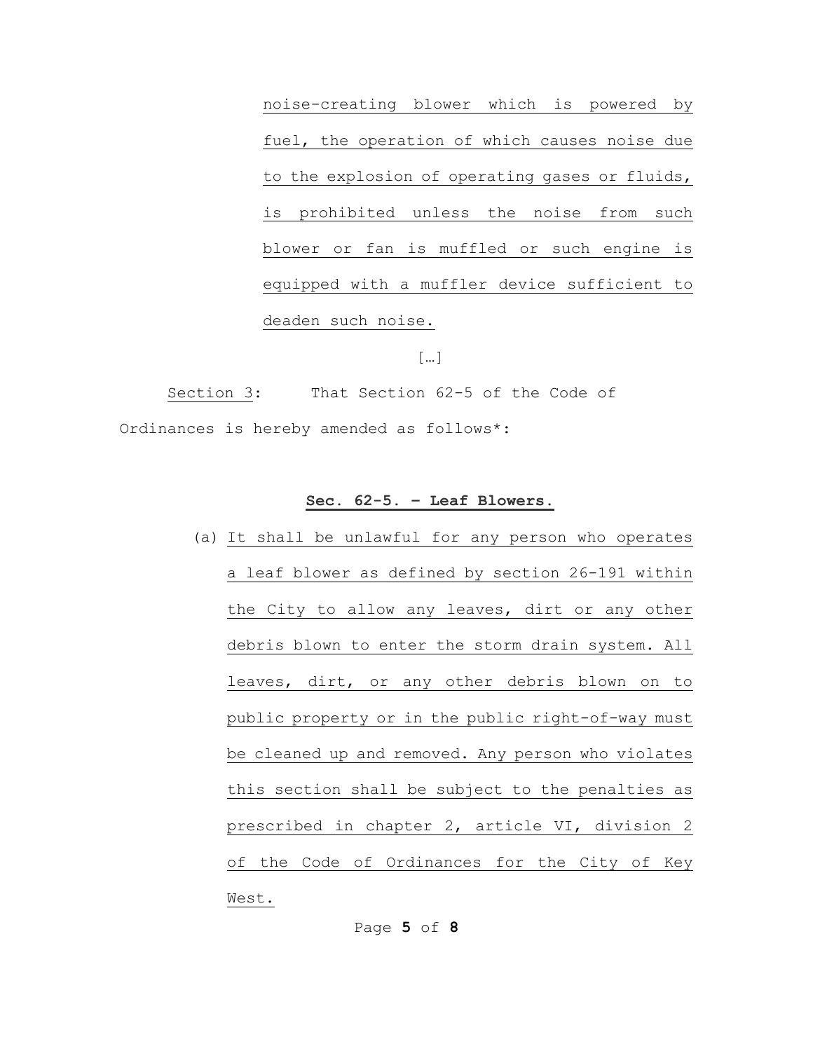noise-creating blower which is powered by fuel, the operation of which causes noise due to the explosion of operating gases or fluids, is prohibited unless the noise from such blower or fan is muffled or such engine is equipped with a muffler device sufficient to deaden such noise.

[…]

Section 3: That Section 62-5 of the Code of Ordinances is hereby amended as follows*:

**Sec. 62-5. – Leaf Blowers.**

(a) It shall be unlawful for any person who operates a leaf blower as defined by section 26-191 within the City to allow any leaves, dirt or any other debris blown to enter the storm drain system. All leaves, dirt, or any other debris blown on to public property or in the public right-of-way must be cleaned up and removed. Any person who violates this section shall be subject to the penalties as prescribed in chapter 2, article VI, division 2 of the Code of Ordinances for the City of Key West.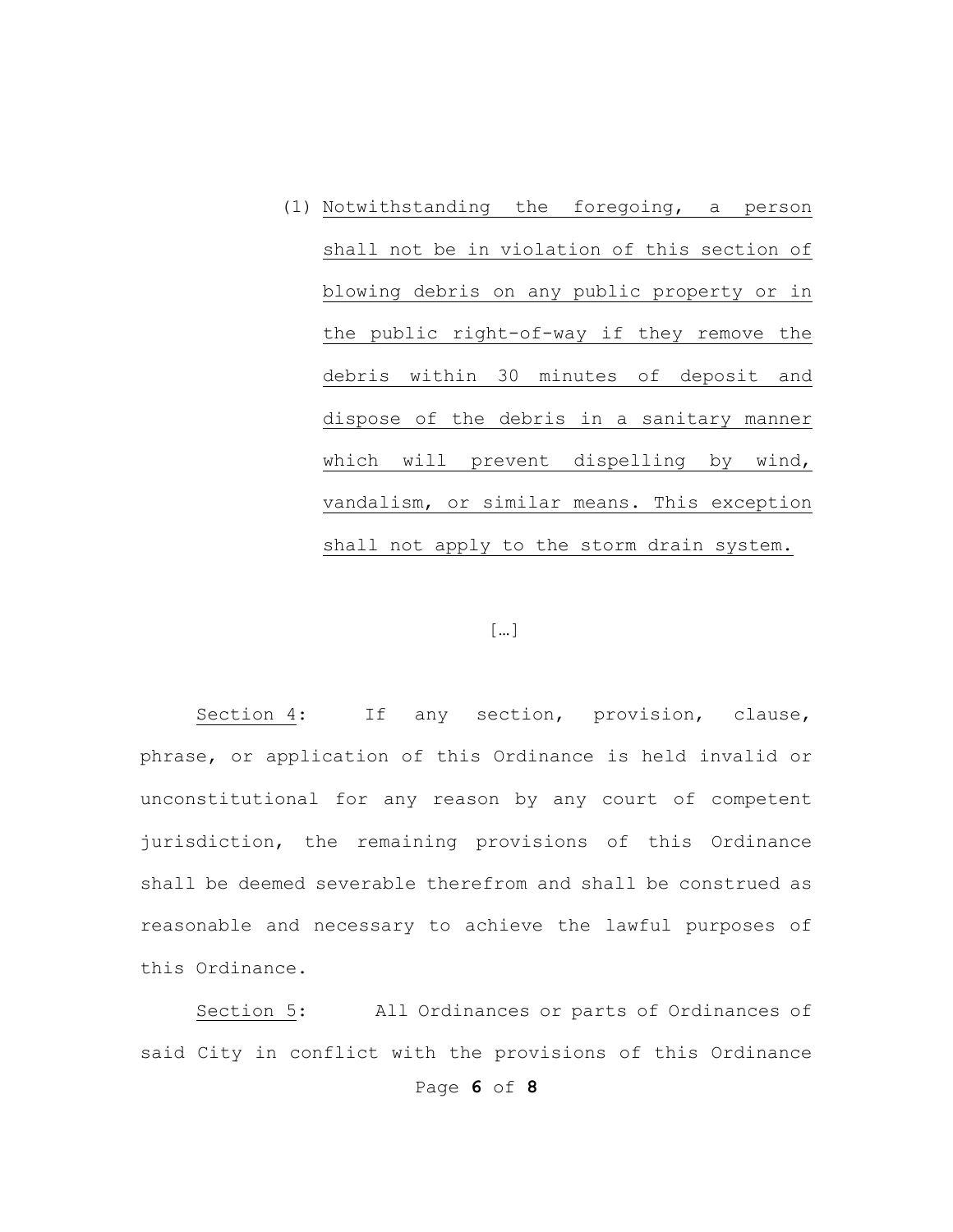(1) Notwithstanding the foregoing, a person shall not be in violation of this section of blowing debris on any public property or in the public right-of-way if they remove the debris within 30 minutes of deposit and dispose of the debris in a sanitary manner which will prevent dispelling by wind, vandalism, or similar means. This exception shall not apply to the storm drain system.

[…]

Section 4: If any section, provision, clause, phrase, or application of this Ordinance is held invalid or unconstitutional for any reason by any court of competent jurisdiction, the remaining provisions of this Ordinance shall be deemed severable therefrom and shall be construed as reasonable and necessary to achieve the lawful purposes of this Ordinance.

Section 5: All Ordinances or parts of Ordinances of said City in conflict with the provisions of this Ordinance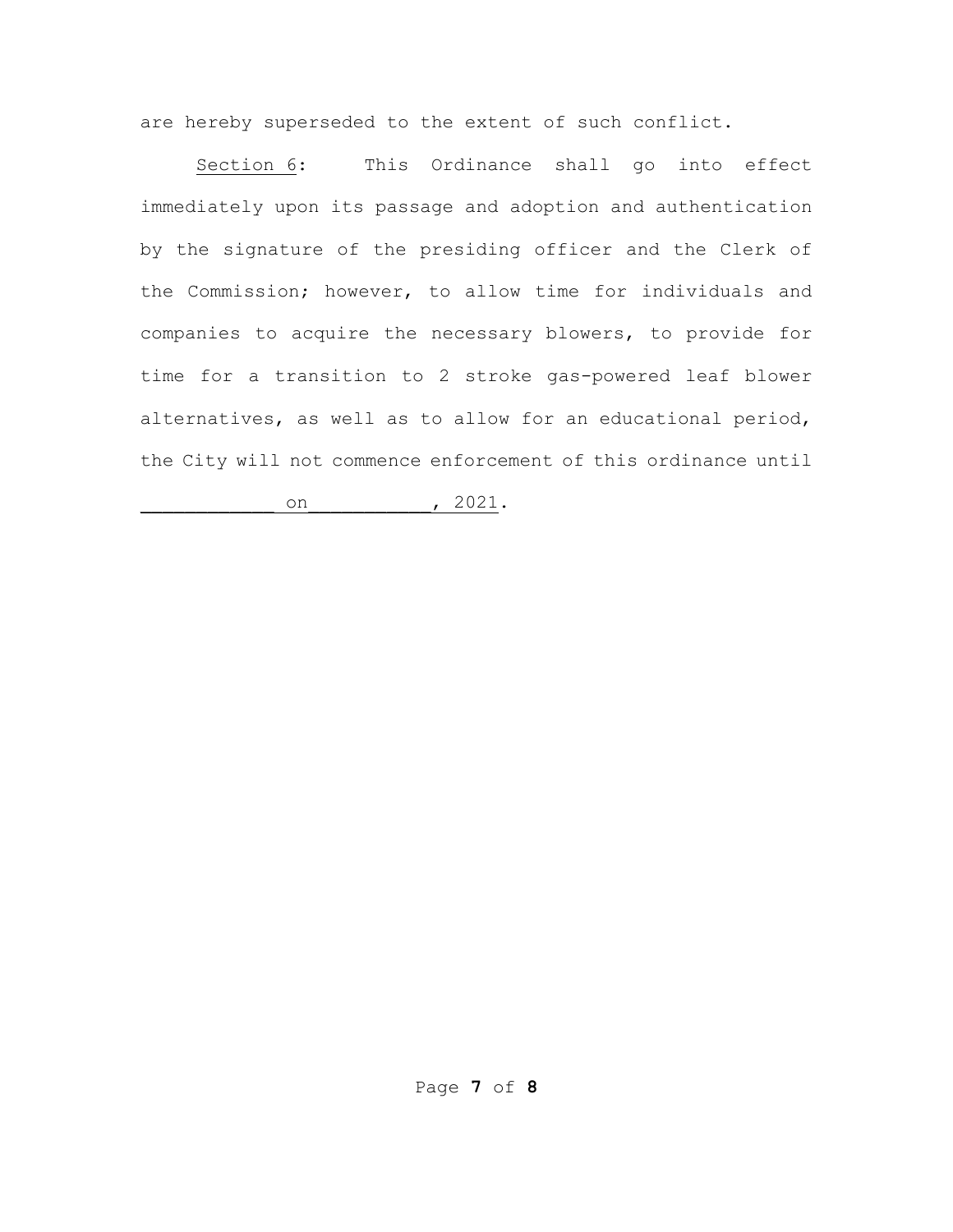are hereby superseded to the extent of such conflict.

Section 6: This Ordinance shall go into effect immediately upon its passage and adoption and authentication by the signature of the presiding officer and the Clerk of the Commission; however, to allow time for individuals and companies to acquire the necessary blowers, to provide for time for a transition to 2 stroke gas-powered leaf blower alternatives, as well as to allow for an educational period, the City will not commence enforcement of this ordinance until ____________ on___________, 2021.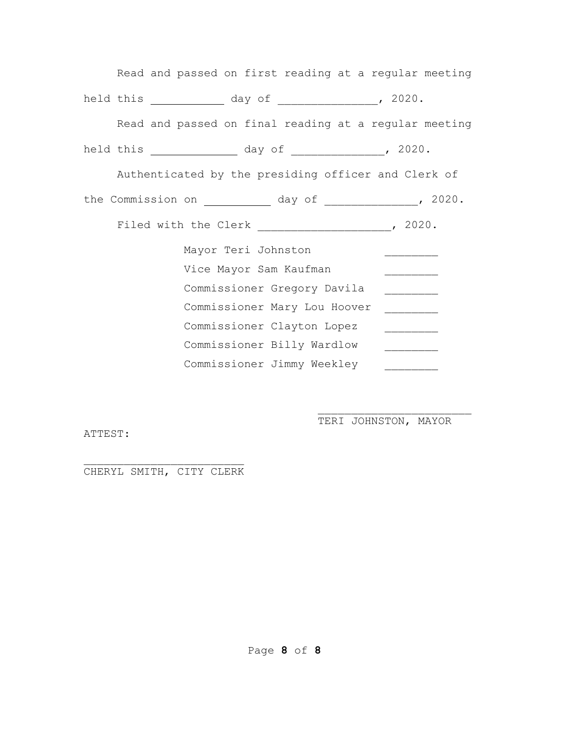Read and passed on first reading at a regular meeting held this ___________ day of _______________, 2020.

Read and passed on final reading at a regular meeting held this _____________ day of ______________, 2020.

Authenticated by the presiding officer and Clerk of the Commission on __________ day of ______________, 2020.

Filed with the Clerk ____________________, 2020.

| | |
|---|---|
| Mayor Teri Johnston | ________ |
| Vice Mayor Sam Kaufman | ________ |
| Commissioner Gregory Davila | ________ |
| Commissioner Mary Lou Hoover | ________ |
| Commissioner Clayton Lopez | ________ |
| Commissioner Billy Wardlow | ________ |
| Commissioner Jimmy Weekley | ________ |

________________________
TERI JOHNSTON, MAYOR

ATTEST:

________________________
CHERYL SMITH, CITY CLERK